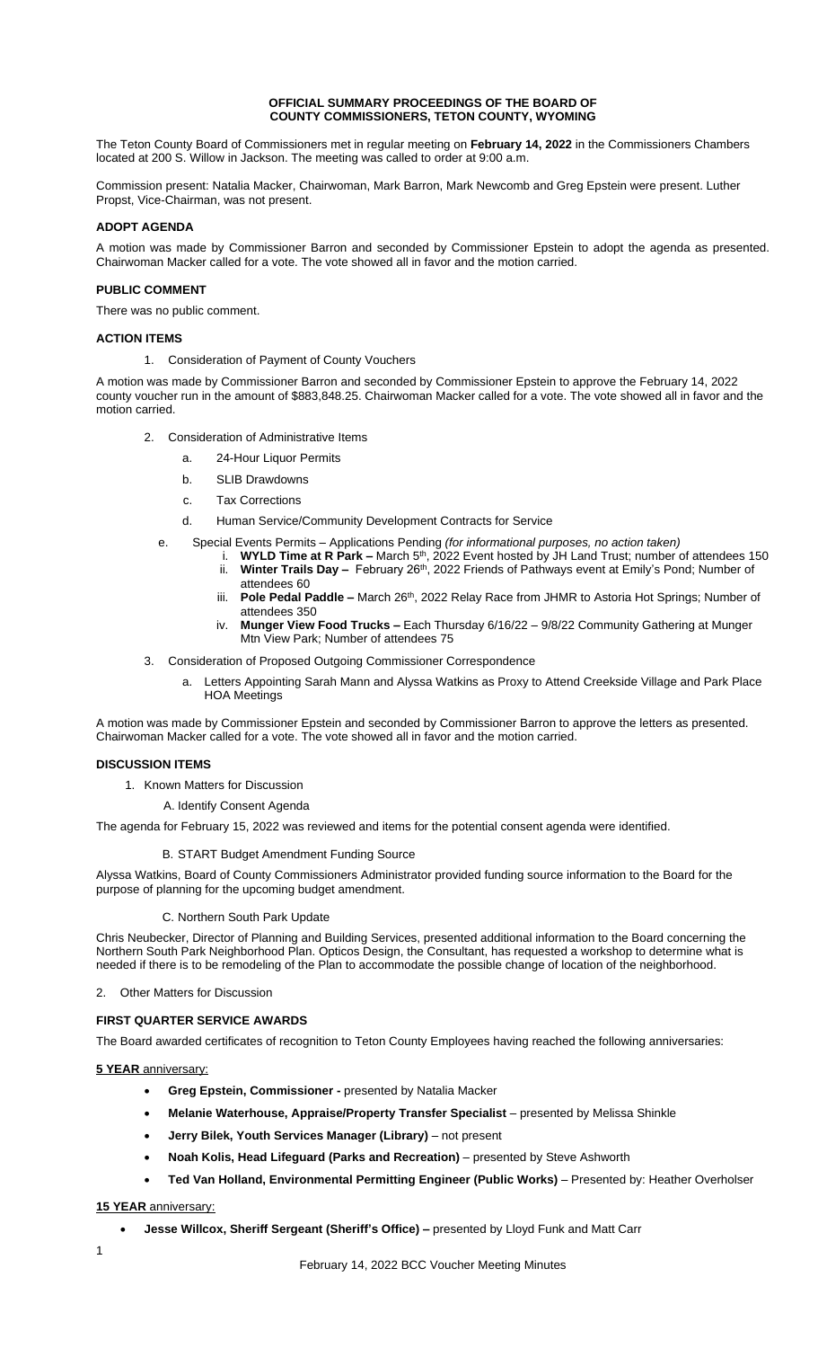**OFFICIAL SUMMARY PROCEEDINGS OF THE BOARD OF COUNTY COMMISSIONERS, TETON COUNTY, WYOMING**

The Teton County Board of Commissioners met in regular meeting on **February 14, 2022** in the Commissioners Chambers located at 200 S. Willow in Jackson. The meeting was called to order at 9:00 a.m.

Commission present: Natalia Macker, Chairwoman, Mark Barron, Mark Newcomb and Greg Epstein were present. Luther Propst, Vice-Chairman, was not present.

### ADOPT AGENDA

A motion was made by Commissioner Barron and seconded by Commissioner Epstein to adopt the agenda as presented. Chairwoman Macker called for a vote. The vote showed all in favor and the motion carried.

### PUBLIC COMMENT

There was no public comment.

### ACTION ITEMS

1. Consideration of Payment of County Vouchers

A motion was made by Commissioner Barron and seconded by Commissioner Epstein to approve the February 14, 2022 county voucher run in the amount of $883,848.25. Chairwoman Macker called for a vote. The vote showed all in favor and the motion carried.

2. Consideration of Administrative Items
   a. 24-Hour Liquor Permits
   b. SLIB Drawdowns
   c. Tax Corrections
   d. Human Service/Community Development Contracts for Service
   e. Special Events Permits – Applications Pending *(for informational purposes, no action taken)*
      i. **WYLD Time at R Park –** March 5th, 2022 Event hosted by JH Land Trust; number of attendees 150
      ii. **Winter Trails Day –** February 26th, 2022 Friends of Pathways event at Emily's Pond; Number of attendees 60
      iii. **Pole Pedal Paddle –** March 26th, 2022 Relay Race from JHMR to Astoria Hot Springs; Number of attendees 350
      iv. **Munger View Food Trucks –** Each Thursday 6/16/22 – 9/8/22 Community Gathering at Munger Mtn View Park; Number of attendees 75
3. Consideration of Proposed Outgoing Commissioner Correspondence
   a. Letters Appointing Sarah Mann and Alyssa Watkins as Proxy to Attend Creekside Village and Park Place HOA Meetings

A motion was made by Commissioner Epstein and seconded by Commissioner Barron to approve the letters as presented. Chairwoman Macker called for a vote. The vote showed all in favor and the motion carried.

### DISCUSSION ITEMS

1. Known Matters for Discussion

   A. Identify Consent Agenda

The agenda for February 15, 2022 was reviewed and items for the potential consent agenda were identified.

   B. START Budget Amendment Funding Source

Alyssa Watkins, Board of County Commissioners Administrator provided funding source information to the Board for the purpose of planning for the upcoming budget amendment.

   C. Northern South Park Update

Chris Neubecker, Director of Planning and Building Services, presented additional information to the Board concerning the Northern South Park Neighborhood Plan. Opticos Design, the Consultant, has requested a workshop to determine what is needed if there is to be remodeling of the Plan to accommodate the possible change of location of the neighborhood.

2. Other Matters for Discussion

### FIRST QUARTER SERVICE AWARDS

The Board awarded certificates of recognition to Teton County Employees having reached the following anniversaries:

**5 YEAR** anniversary:

- **Greg Epstein, Commissioner -** presented by Natalia Macker
- **Melanie Waterhouse, Appraise/Property Transfer Specialist** – presented by Melissa Shinkle
- **Jerry Bilek, Youth Services Manager (Library)** – not present
- **Noah Kolis, Head Lifeguard (Parks and Recreation)** – presented by Steve Ashworth
- **Ted Van Holland, Environmental Permitting Engineer (Public Works)** – Presented by: Heather Overholser

**15 YEAR** anniversary:

- **Jesse Willcox, Sheriff Sergeant (Sheriff's Office) –** presented by Lloyd Funk and Matt Carr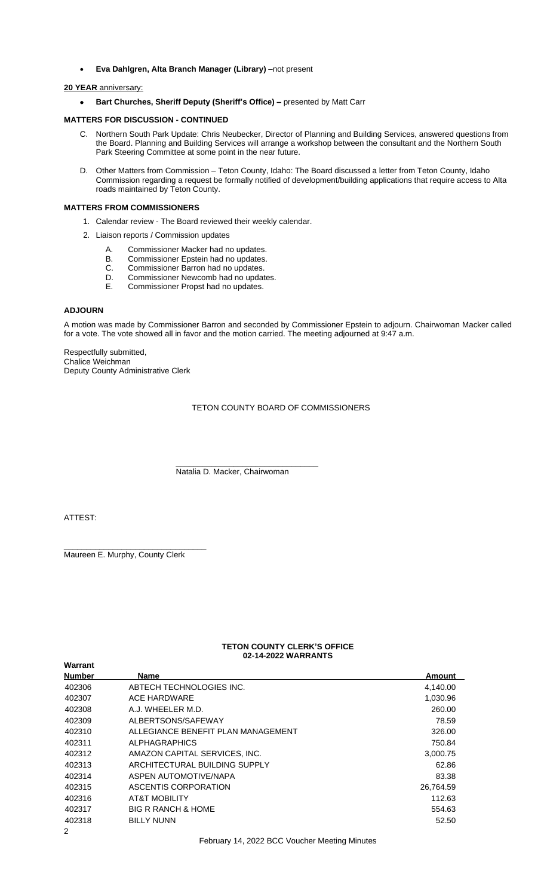- **Eva Dahlgren, Alta Branch Manager (Library)** –not present

**20 YEAR** anniversary:

- **Bart Churches, Sheriff Deputy (Sheriff's Office) –** presented by Matt Carr

**MATTERS FOR DISCUSSION - CONTINUED**

C. Northern South Park Update: Chris Neubecker, Director of Planning and Building Services, answered questions from the Board. Planning and Building Services will arrange a workshop between the consultant and the Northern South Park Steering Committee at some point in the near future.

D. Other Matters from Commission – Teton County, Idaho: The Board discussed a letter from Teton County, Idaho Commission regarding a request be formally notified of development/building applications that require access to Alta roads maintained by Teton County.

**MATTERS FROM COMMISSIONERS**

1. Calendar review - The Board reviewed their weekly calendar.
2. Liaison reports / Commission updates
   - A. Commissioner Macker had no updates.
   - B. Commissioner Epstein had no updates.
   - C. Commissioner Barron had no updates.
   - D. Commissioner Newcomb had no updates.
   - E. Commissioner Propst had no updates.

**ADJOURN**

A motion was made by Commissioner Barron and seconded by Commissioner Epstein to adjourn. Chairwoman Macker called for a vote. The vote showed all in favor and the motion carried. The meeting adjourned at 9:47 a.m.

Respectfully submitted,
Chalice Weichman
Deputy County Administrative Clerk

TETON COUNTY BOARD OF COMMISSIONERS

\_\_\_\_\_\_\_\_\_\_\_\_\_\_\_\_\_\_\_\_\_\_\_\_\_\_\_\_\_\_\_
Natalia D. Macker, Chairwoman

ATTEST:

\_\_\_\_\_\_\_\_\_\_\_\_\_\_\_\_\_\_\_\_\_\_\_\_\_\_\_\_\_\_\_
Maureen E. Murphy, County Clerk

**TETON COUNTY CLERK'S OFFICE**
**02-14-2022 WARRANTS**

| Warrant Number | Name | Amount |
|---|---|---|
| 402306 | ABTECH TECHNOLOGIES INC. | 4,140.00 |
| 402307 | ACE HARDWARE | 1,030.96 |
| 402308 | A.J. WHEELER M.D. | 260.00 |
| 402309 | ALBERTSONS/SAFEWAY | 78.59 |
| 402310 | ALLEGIANCE BENEFIT PLAN MANAGEMENT | 326.00 |
| 402311 | ALPHAGRAPHICS | 750.84 |
| 402312 | AMAZON CAPITAL SERVICES, INC. | 3,000.75 |
| 402313 | ARCHITECTURAL BUILDING SUPPLY | 62.86 |
| 402314 | ASPEN AUTOMOTIVE/NAPA | 83.38 |
| 402315 | ASCENTIS CORPORATION | 26,764.59 |
| 402316 | AT&T MOBILITY | 112.63 |
| 402317 | BIG R RANCH & HOME | 554.63 |
| 402318 | BILLY NUNN | 52.50 |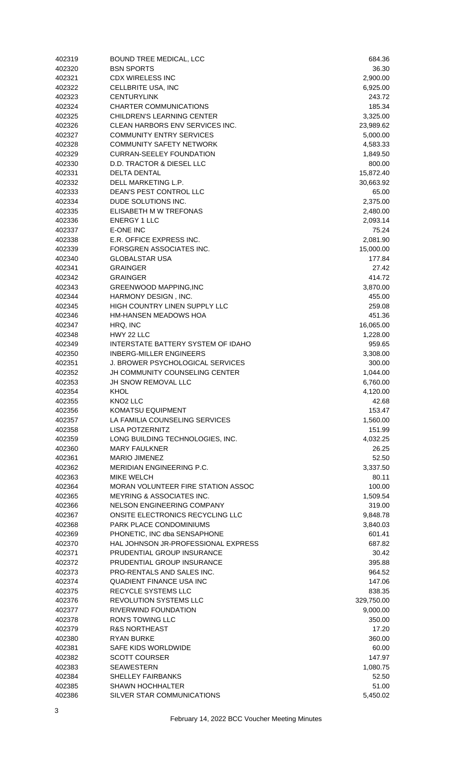| | | |
|---|---|---|
| 402319 | BOUND TREE MEDICAL, LCC | 684.36 |
| 402320 | BSN SPORTS | 36.30 |
| 402321 | CDX WIRELESS INC | 2,900.00 |
| 402322 | CELLBRITE USA, INC | 6,925.00 |
| 402323 | CENTURYLINK | 243.72 |
| 402324 | CHARTER COMMUNICATIONS | 185.34 |
| 402325 | CHILDREN'S LEARNING CENTER | 3,325.00 |
| 402326 | CLEAN HARBORS ENV SERVICES INC. | 23,989.62 |
| 402327 | COMMUNITY ENTRY SERVICES | 5,000.00 |
| 402328 | COMMUNITY SAFETY NETWORK | 4,583.33 |
| 402329 | CURRAN-SEELEY FOUNDATION | 1,849.50 |
| 402330 | D.D. TRACTOR & DIESEL LLC | 800.00 |
| 402331 | DELTA DENTAL | 15,872.40 |
| 402332 | DELL MARKETING L.P. | 30,663.92 |
| 402333 | DEAN'S PEST CONTROL LLC | 65.00 |
| 402334 | DUDE SOLUTIONS INC. | 2,375.00 |
| 402335 | ELISABETH M W TREFONAS | 2,480.00 |
| 402336 | ENERGY 1 LLC | 2,093.14 |
| 402337 | E-ONE INC | 75.24 |
| 402338 | E.R. OFFICE EXPRESS INC. | 2,081.90 |
| 402339 | FORSGREN ASSOCIATES INC. | 15,000.00 |
| 402340 | GLOBALSTAR USA | 177.84 |
| 402341 | GRAINGER | 27.42 |
| 402342 | GRAINGER | 414.72 |
| 402343 | GREENWOOD MAPPING,INC | 3,870.00 |
| 402344 | HARMONY DESIGN , INC. | 455.00 |
| 402345 | HIGH COUNTRY LINEN SUPPLY LLC | 259.08 |
| 402346 | HM-HANSEN MEADOWS HOA | 451.36 |
| 402347 | HRQ, INC | 16,065.00 |
| 402348 | HWY 22 LLC | 1,228.00 |
| 402349 | INTERSTATE BATTERY SYSTEM OF IDAHO | 959.65 |
| 402350 | INBERG-MILLER ENGINEERS | 3,308.00 |
| 402351 | J. BROWER PSYCHOLOGICAL SERVICES | 300.00 |
| 402352 | JH COMMUNITY COUNSELING CENTER | 1,044.00 |
| 402353 | JH SNOW REMOVAL LLC | 6,760.00 |
| 402354 | KHOL | 4,120.00 |
| 402355 | KNO2 LLC | 42.68 |
| 402356 | KOMATSU EQUIPMENT | 153.47 |
| 402357 | LA FAMILIA COUNSELING SERVICES | 1,560.00 |
| 402358 | LISA POTZERNITZ | 151.99 |
| 402359 | LONG BUILDING TECHNOLOGIES, INC. | 4,032.25 |
| 402360 | MARY FAULKNER | 26.25 |
| 402361 | MARIO JIMENEZ | 52.50 |
| 402362 | MERIDIAN ENGINEERING P.C. | 3,337.50 |
| 402363 | MIKE WELCH | 80.11 |
| 402364 | MORAN VOLUNTEER FIRE STATION ASSOC | 100.00 |
| 402365 | MEYRING & ASSOCIATES INC. | 1,509.54 |
| 402366 | NELSON ENGINEERING COMPANY | 319.00 |
| 402367 | ONSITE ELECTRONICS RECYCLING LLC | 9,848.78 |
| 402368 | PARK PLACE CONDOMINIUMS | 3,840.03 |
| 402369 | PHONETIC, INC dba SENSAPHONE | 601.41 |
| 402370 | HAL JOHNSON JR-PROFESSIONAL EXPRESS | 687.82 |
| 402371 | PRUDENTIAL GROUP INSURANCE | 30.42 |
| 402372 | PRUDENTIAL GROUP INSURANCE | 395.88 |
| 402373 | PRO-RENTALS AND SALES INC. | 964.52 |
| 402374 | QUADIENT FINANCE USA INC | 147.06 |
| 402375 | RECYCLE SYSTEMS LLC | 838.35 |
| 402376 | REVOLUTION SYSTEMS LLC | 329,750.00 |
| 402377 | RIVERWIND FOUNDATION | 9,000.00 |
| 402378 | RON'S TOWING LLC | 350.00 |
| 402379 | R&S NORTHEAST | 17.20 |
| 402380 | RYAN BURKE | 360.00 |
| 402381 | SAFE KIDS WORLDWIDE | 60.00 |
| 402382 | SCOTT COURSER | 147.97 |
| 402383 | SEAWESTERN | 1,080.75 |
| 402384 | SHELLEY FAIRBANKS | 52.50 |
| 402385 | SHAWN HOCHHALTER | 51.00 |
| 402386 | SILVER STAR COMMUNICATIONS | 5,450.02 |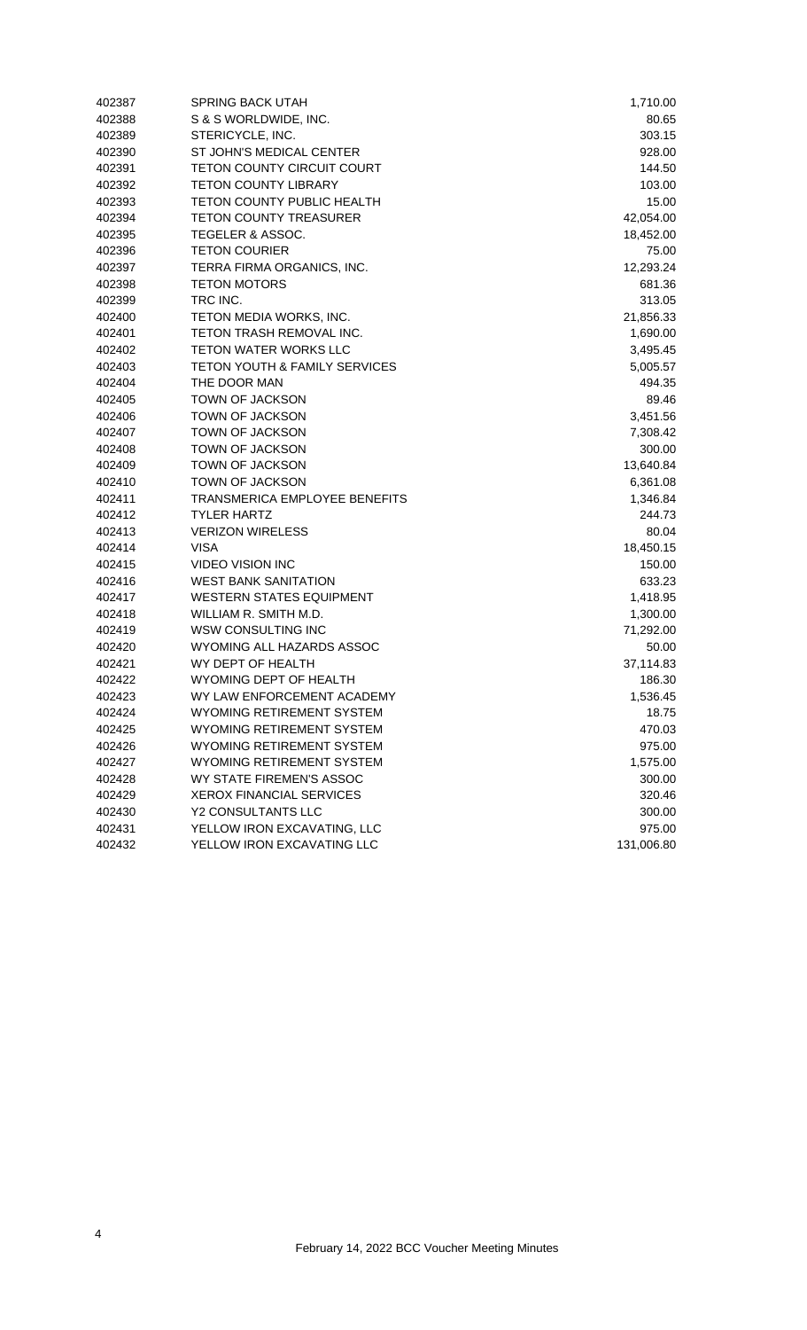| | | |
|---|---|---|
| 402387 | SPRING BACK UTAH | 1,710.00 |
| 402388 | S & S WORLDWIDE, INC. | 80.65 |
| 402389 | STERICYCLE, INC. | 303.15 |
| 402390 | ST JOHN'S MEDICAL CENTER | 928.00 |
| 402391 | TETON COUNTY CIRCUIT COURT | 144.50 |
| 402392 | TETON COUNTY LIBRARY | 103.00 |
| 402393 | TETON COUNTY PUBLIC HEALTH | 15.00 |
| 402394 | TETON COUNTY TREASURER | 42,054.00 |
| 402395 | TEGELER & ASSOC. | 18,452.00 |
| 402396 | TETON COURIER | 75.00 |
| 402397 | TERRA FIRMA ORGANICS, INC. | 12,293.24 |
| 402398 | TETON MOTORS | 681.36 |
| 402399 | TRC INC. | 313.05 |
| 402400 | TETON MEDIA WORKS, INC. | 21,856.33 |
| 402401 | TETON TRASH REMOVAL INC. | 1,690.00 |
| 402402 | TETON WATER WORKS LLC | 3,495.45 |
| 402403 | TETON YOUTH & FAMILY SERVICES | 5,005.57 |
| 402404 | THE DOOR MAN | 494.35 |
| 402405 | TOWN OF JACKSON | 89.46 |
| 402406 | TOWN OF JACKSON | 3,451.56 |
| 402407 | TOWN OF JACKSON | 7,308.42 |
| 402408 | TOWN OF JACKSON | 300.00 |
| 402409 | TOWN OF JACKSON | 13,640.84 |
| 402410 | TOWN OF JACKSON | 6,361.08 |
| 402411 | TRANSMERICA EMPLOYEE BENEFITS | 1,346.84 |
| 402412 | TYLER HARTZ | 244.73 |
| 402413 | VERIZON WIRELESS | 80.04 |
| 402414 | VISA | 18,450.15 |
| 402415 | VIDEO VISION INC | 150.00 |
| 402416 | WEST BANK SANITATION | 633.23 |
| 402417 | WESTERN STATES EQUIPMENT | 1,418.95 |
| 402418 | WILLIAM R. SMITH M.D. | 1,300.00 |
| 402419 | WSW CONSULTING INC | 71,292.00 |
| 402420 | WYOMING ALL HAZARDS ASSOC | 50.00 |
| 402421 | WY DEPT OF HEALTH | 37,114.83 |
| 402422 | WYOMING DEPT OF HEALTH | 186.30 |
| 402423 | WY LAW ENFORCEMENT ACADEMY | 1,536.45 |
| 402424 | WYOMING RETIREMENT SYSTEM | 18.75 |
| 402425 | WYOMING RETIREMENT SYSTEM | 470.03 |
| 402426 | WYOMING RETIREMENT SYSTEM | 975.00 |
| 402427 | WYOMING RETIREMENT SYSTEM | 1,575.00 |
| 402428 | WY STATE FIREMEN'S ASSOC | 300.00 |
| 402429 | XEROX FINANCIAL SERVICES | 320.46 |
| 402430 | Y2 CONSULTANTS LLC | 300.00 |
| 402431 | YELLOW IRON EXCAVATING, LLC | 975.00 |
| 402432 | YELLOW IRON EXCAVATING LLC | 131,006.80 |